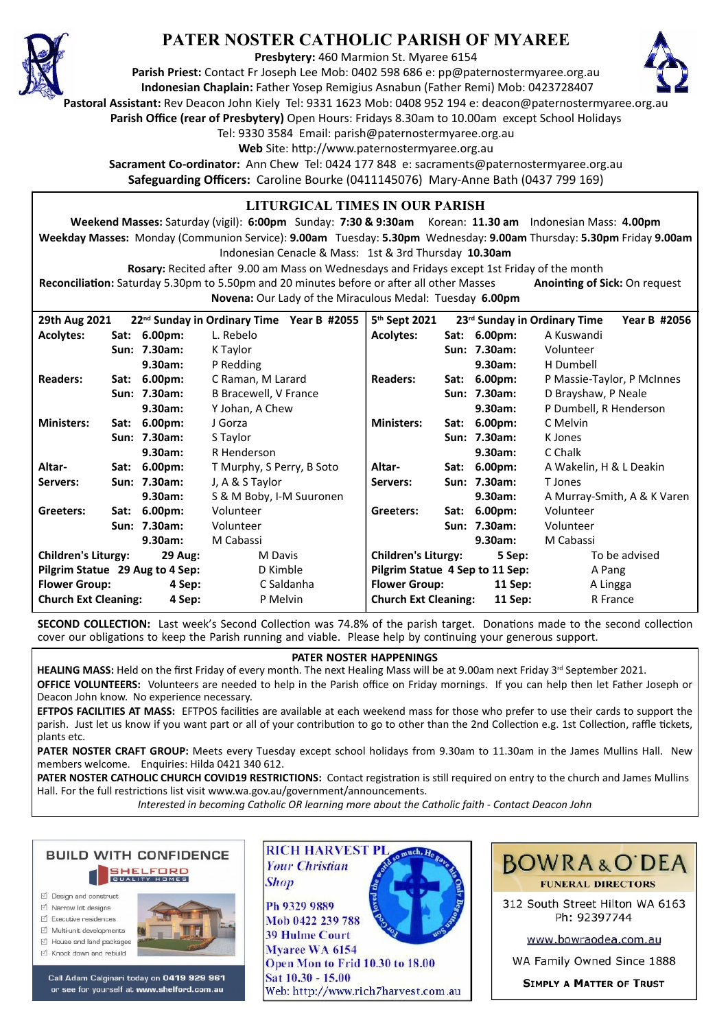# PATER NOSTER CATHOLIC PARISH OF MYAREE

**Presbytery:** 460 Marmion St. Myaree 6154

**Parish Priest:** Contact Fr Joseph Lee Mob: 0402 598 686 e: pp@paternostermyaree.org.au

**Indonesian Chaplain:** Father Yosep Remigius Asnabun (Father Remi) Mob: 0423728407

**Pastoral Assistant:** Rev Deacon John Kiely Tel: 9331 1623 Mob: 0408 952 194 e: deacon@paternostermyaree.org.au

**Parish Office (rear of Presbytery)** Open Hours: Fridays 8.30am to 10.00am except School Holidays

Tel: 9330 3584 Email: parish@paternostermyaree.org.au

**Web** Site: http://www.paternostermyaree.org.au

**Sacrament Co-ordinator:** Ann Chew Tel: 0424 177 848 e: sacraments@paternostermyaree.org.au

**Safeguarding Officers:** Caroline Bourke (0411145076) Mary-Anne Bath (0437 799 169)

## LITURGICAL TIMES IN OUR PARISH

**Weekend Masses:** Saturday (vigil): **6:00pm** Sunday: **7:30 & 9:30am** Korean: **11.30 am** Indonesian Mass: **4.00pm**

**Weekday Masses:** Monday (Communion Service): **9.00am** Tuesday: **5.30pm** Wednesday: **9.00am** Thursday: **5.30pm** Friday **9.00am**

Indonesian Cenacle & Mass: 1st & 3rd Thursday **10.30am**

**Rosary:** Recited after 9.00 am Mass on Wednesdays and Fridays except 1st Friday of the month

**Reconciliation:** Saturday 5.30pm to 5.50pm and 20 minutes before or after all other Masses **Anointing of Sick:** On request

**Novena:** Our Lady of the Miraculous Medal: Tuesday **6.00pm**

| **29th Aug 2021** | **22nd Sunday in Ordinary Time** | **Year B #2055** | **5th Sept 2021** | **23rd Sunday in Ordinary Time** | **Year B #2056** |
|---|---|---|---|---|---|
| **Acolytes:** | **Sat: 6.00pm:** | L. Rebelo | **Acolytes:** | **Sat: 6.00pm:** | A Kuswandi |
| | **Sun: 7.30am:** | K Taylor | | **Sun: 7.30am:** | Volunteer |
| | **9.30am:** | P Redding | | **9.30am:** | H Dumbell |
| **Readers:** | **Sat: 6.00pm:** | C Raman, M Larard | **Readers:** | **Sat: 6.00pm:** | P Massie-Taylor, P McInnes |
| | **Sun: 7.30am:** | B Bracewell, V France | | **Sun: 7.30am:** | D Brayshaw, P Neale |
| | **9.30am:** | Y Johan, A Chew | | **9.30am:** | P Dumbell, R Henderson |
| **Ministers:** | **Sat: 6.00pm:** | J Gorza | **Ministers:** | **Sat: 6.00pm:** | C Melvin |
| | **Sun: 7.30am:** | S Taylor | | **Sun: 7.30am:** | K Jones |
| | **9.30am:** | R Henderson | | **9.30am:** | C Chalk |
| **Altar-Servers:** | **Sat: 6.00pm:** | T Murphy, S Perry, B Soto | **Altar-Servers:** | **Sat: 6.00pm:** | A Wakelin, H & L Deakin |
| | **Sun: 7.30am:** | J, A & S Taylor | | **Sun: 7.30am:** | T Jones |
| | **9.30am:** | S & M Boby, I-M Suuronen | | **9.30am:** | A Murray-Smith, A & K Varen |
| **Greeters:** | **Sat: 6.00pm:** | Volunteer | **Greeters:** | **Sat: 6.00pm:** | Volunteer |
| | **Sun: 7.30am:** | Volunteer | | **Sun: 7.30am:** | Volunteer |
| | **9.30am:** | M Cabassi | | **9.30am:** | M Cabassi |
| **Children's Liturgy:** | **29 Aug:** | M Davis | **Children's Liturgy:** | **5 Sep:** | To be advised |
| **Pilgrim Statue** | **29 Aug to 4 Sep:** | D Kimble | **Pilgrim Statue** | **4 Sep to 11 Sep:** | A Pang |
| **Flower Group:** | **4 Sep:** | C Saldanha | **Flower Group:** | **11 Sep:** | A Lingga |
| **Church Ext Cleaning:** | **4 Sep:** | P Melvin | **Church Ext Cleaning:** | **11 Sep:** | R France |

**SECOND COLLECTION:** Last week's Second Collection was 74.8% of the parish target. Donations made to the second collection cover our obligations to keep the Parish running and viable. Please help by continuing your generous support.

## PATER NOSTER HAPPENINGS

**HEALING MASS:** Held on the first Friday of every month. The next Healing Mass will be at 9.00am next Friday 3rd September 2021.

**OFFICE VOLUNTEERS:** Volunteers are needed to help in the Parish office on Friday mornings. If you can help then let Father Joseph or Deacon John know. No experience necessary.

**EFTPOS FACILITIES AT MASS:** EFTPOS facilities are available at each weekend mass for those who prefer to use their cards to support the parish. Just let us know if you want part or all of your contribution to go to other than the 2nd Collection e.g. 1st Collection, raffle tickets, plants etc.

**PATER NOSTER CRAFT GROUP:** Meets every Tuesday except school holidays from 9.30am to 11.30am in the James Mullins Hall. New members welcome. Enquiries: Hilda 0421 340 612.

**PATER NOSTER CATHOLIC CHURCH COVID19 RESTRICTIONS:** Contact registration is still required on entry to the church and James Mullins Hall. For the full restrictions list visit www.wa.gov.au/government/announcements.

*Interested in becoming Catholic OR learning more about the Catholic faith - Contact Deacon John*

---

**BUILD WITH CONFIDENCE**

SHELFORD QUALITY HOMES

- Design and construct
- Narrow lot designs
- Executive residences
- Multi-unit developments
- House and land packages
- Knock down and rebuild

Call Adam Calginari today on **0419 929 961** or see for yourself at **www.shelford.com.au**

---

**RICH HARVEST PL**

*Your Christian Shop*

For God so loved the world so much, He gave his Only Begotten Son

Ph 9329 9889
Mob 0422 239 788
39 Hulme Court
Myaree WA 6154
Open Mon to Frid 10.30 to 18.00
Sat 10.30 - 15.00
Web: http://www.rich7harvest.com.au

---

**BOWRA & O'DEA**

**FUNERAL DIRECTORS**

312 South Street Hilton WA 6163
Ph: 92397744

www.bowraodea.com.au

WA Family Owned Since 1888

**SIMPLY A MATTER OF TRUST**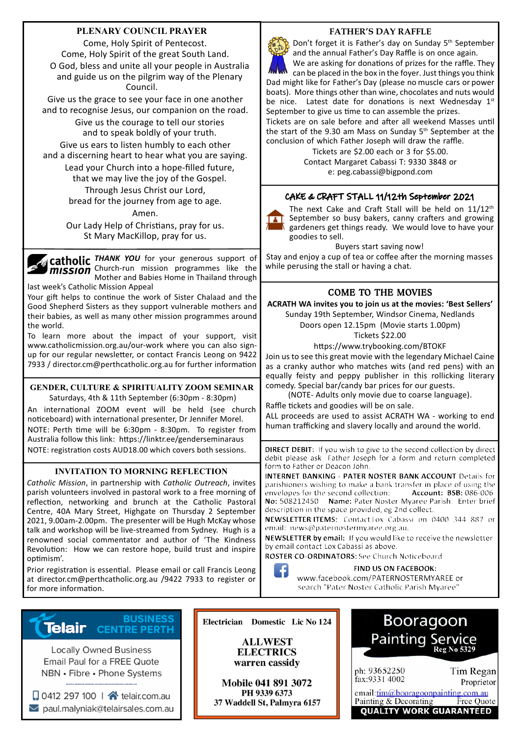## PLENARY COUNCIL PRAYER

Come, Holy Spirit of Pentecost.
Come, Holy Spirit of the great South Land.
O God, bless and unite all your people in Australia and guide us on the pilgrim way of the Plenary Council.
Give us the grace to see your face in one another and to recognise Jesus, our companion on the road.
Give us the courage to tell our stories and to speak boldly of your truth.
Give us ears to listen humbly to each other and a discerning heart to hear what you are saying.
Lead your Church into a hope-filled future, that we may live the joy of the Gospel.
Through Jesus Christ our Lord, bread for the journey from age to age.
Amen.
Our Lady Help of Christians, pray for us.
St Mary MacKillop, pray for us.

**catholic mission** ***THANK YOU*** for your generous support of Church-run mission programmes like the Mother and Babies Home in Thailand through last week's Catholic Mission Appeal

Your gift helps to continue the work of Sister Chalaad and the Good Shepherd Sisters as they support vulnerable mothers and their babies, as well as many other mission programmes around the world.

To learn more about the impact of your support, visit www.catholicmission.org.au/our-work where you can also sign-up for our regular newsletter, or contact Francis Leong on 9422 7933 / director.cm@perthcatholic.org.au for further information

## GENDER, CULTURE & SPIRITUALITY ZOOM SEMINAR

Saturdays, 4th & 11th September (6:30pm - 8:30pm)

An international ZOOM event will be held (see church noticeboard) with international presenter, Dr Jennifer Morel.

NOTE: Perth time will be 6:30pm - 8:30pm. To register from Australia follow this link: https://linktr.ee/genderseminaraus

NOTE: registration costs AUD18.00 which covers both sessions.

## INVITATION TO MORNING REFLECTION

*Catholic Mission*, in partnership with *Catholic Outreach*, invites parish volunteers involved in pastoral work to a free morning of reflection, networking and brunch at the Catholic Pastoral Centre, 40A Mary Street, Highgate on Thursday 2 September 2021, 9.00am-2.00pm. The presenter will be Hugh McKay whose talk and workshop will be live-streamed from Sydney. Hugh is a renowned social commentator and author of 'The Kindness Revolution: How we can restore hope, build trust and inspire optimism'.

Prior registration is essential. Please email or call Francis Leong at director.cm@perthcatholic.org.au /9422 7933 to register or for more information.

## FATHER'S DAY RAFFLE

Don't forget it is Father's day on Sunday 5th September and the annual Father's Day Raffle is on once again.

We are asking for donations of prizes for the raffle. They can be placed in the box in the foyer. Just things you think Dad might like for Father's Day (please no muscle cars or power boats). More things other than wine, chocolates and nuts would be nice. Latest date for donations is next Wednesday 1st September to give us time to can assemble the prizes.

Tickets are on sale before and after all weekend Masses until the start of the 9.30 am Mass on Sunday 5th September at the conclusion of which Father Joseph will draw the raffle.

Tickets are $2.00 each or 3 for $5.00.
Contact Margaret Cabassi T: 9330 3848 or e: peg.cabassi@bigpond.com

## CAKE & CRAFT STALL 11/12th September 2021

The next Cake and Craft Stall will be held on 11/12th September so busy bakers, canny crafters and growing gardeners get things ready. We would love to have your goodies to sell.

Buyers start saving now!

Stay and enjoy a cup of tea or coffee after the morning masses while perusing the stall or having a chat.

## COME TO THE MOVIES

**ACRATH WA invites you to join us at the movies: 'Best Sellers'**
Sunday 19th September, Windsor Cinema, Nedlands
Doors open 12.15pm (Movie starts 1.00pm)
Tickets $22.00
https://www.trybooking.com/BTOKF

Join us to see this great movie with the legendary Michael Caine as a cranky author who matches wits (and red pens) with an equally feisty and peppy publisher in this rollicking literary comedy. Special bar/candy bar prices for our guests.
(NOTE- Adults only movie due to coarse language).

Raffle tickets and goodies will be on sale.

ALL proceeds are used to assist ACRATH WA - working to end human trafficking and slavery locally and around the world.

**DIRECT DEBIT**: If you wish to give to the second collection by direct debit please ask Father Joseph for a form and return completed form to Father or Deacon John.

**INTERNET BANKING - PATER NOSTER BANK ACCOUNT** Details for parishioners wishing to make a bank transfer in place of using the envelopes for the second collection: **Account: BSB:** 086-006 **No:** 508212450 **Name:** Pater Noster Myaree Parish. Enter brief description in the space provided, eg 2nd collect.

**NEWSLETTER ITEMS**: Contact Lox Cabassi on 0400 344 887 or email: news@paternostermyaree.org.au.

**NEWSLETTER by email:** If you would like to receive the newsletter by email contact Lox Cabassi as above.

**ROSTER CO-ORDINATORS:** See Church Noticeboard

**FIND US ON FACEBOOK:**
www.facebook.com/PATERNOSTERMYAREE or search "Pater Noster Catholic Parish Myaree"

---

**Telair BUSINESS CENTRE PERTH**
Locally Owned Business
Email Paul for a FREE Quote
NBN • Fibre • Phone Systems
0412 297 100 | telair.com.au
paul.malyniak@telairsales.com.au

**Electrician Domestic Lic No 124**
**ALLWEST ELECTRICS**
**warren cassidy**
**Mobile 041 891 3072**
**PH 9339 6373**
**37 Waddell St, Palmyra 6157**

**Booragoon Painting Service**
**Reg No 5329**
ph: 93652250
fax:9331 4002
Tim Regan
Proprietor
email: tim@booragoonpainting.com.au
Painting & Decorating Free Quote
**QUALITY WORK GUARANTEED**